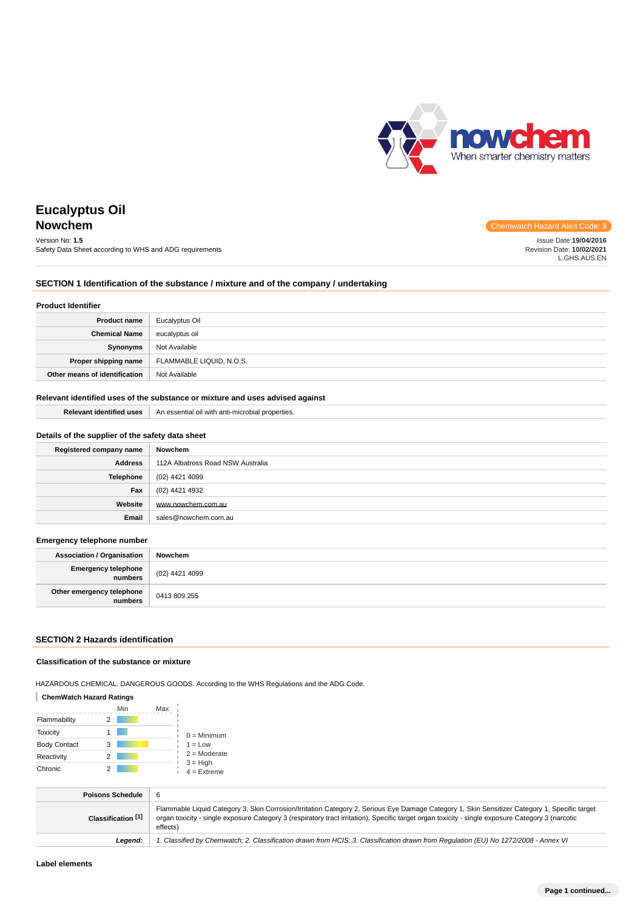# Eucalyptus Oil

## Nowchem

Chemwatch Hazard Alert Code: **3**

Version No: **1.5**
Safety Data Sheet according to WHS and ADG requirements

Issue Date:**19/04/2016**
Revision Date: **10/02/2021**
L.GHS.AUS.EN

## SECTION 1 Identification of the substance / mixture and of the company / undertaking

### Product Identifier

| | |
|---|---|
| **Product name** | Eucalyptus Oil |
| **Chemical Name** | eucalyptus oil |
| **Synonyms** | Not Available |
| **Proper shipping name** | FLAMMABLE LIQUID, N.O.S. |
| **Other means of identification** | Not Available |

### Relevant identified uses of the substance or mixture and uses advised against

| | |
|---|---|
| **Relevant identified uses** | An essential oil with anti-microbial properties. |

### Details of the supplier of the safety data sheet

| | |
|---|---|
| **Registered company name** | Nowchem |
| **Address** | 112A Albatross Road NSW Australia |
| **Telephone** | (02) 4421 4099 |
| **Fax** | (02) 4421 4932 |
| **Website** | www.nowchem.com.au |
| **Email** | sales@nowchem.com.au |

### Emergency telephone number

| | |
|---|---|
| **Association / Organisation** | Nowchem |
| **Emergency telephone numbers** | (02) 4421 4099 |
| **Other emergency telephone numbers** | 0413 809 255 |

## SECTION 2 Hazards identification

### Classification of the substance or mixture

HAZARDOUS CHEMICAL. DANGEROUS GOODS. According to the WHS Regulations and the ADG Code.

**ChemWatch Hazard Ratings**

| | Min | Max |
|---|---|---|
| Flammability | 2 | |
| Toxicity | 1 | |
| Body Contact | 3 | |
| Reactivity | 2 | |
| Chronic | 2 | |

0 = Minimum
1 = Low
2 = Moderate
3 = High
4 = Extreme

| | |
|---|---|
| **Poisons Schedule** | 6 |
| **Classification [1]** | Flammable Liquid Category 3, Skin Corrosion/Irritation Category 2, Serious Eye Damage Category 1, Skin Sensitizer Category 1, Specific target organ toxicity - single exposure Category 3 (respiratory tract irritation), Specific target organ toxicity - single exposure Category 3 (narcotic effects) |
| ***Legend:*** | *1. Classified by Chemwatch; 2. Classification drawn from HCIS; 3. Classification drawn from Regulation (EU) No 1272/2008 - Annex VI* |

### Label elements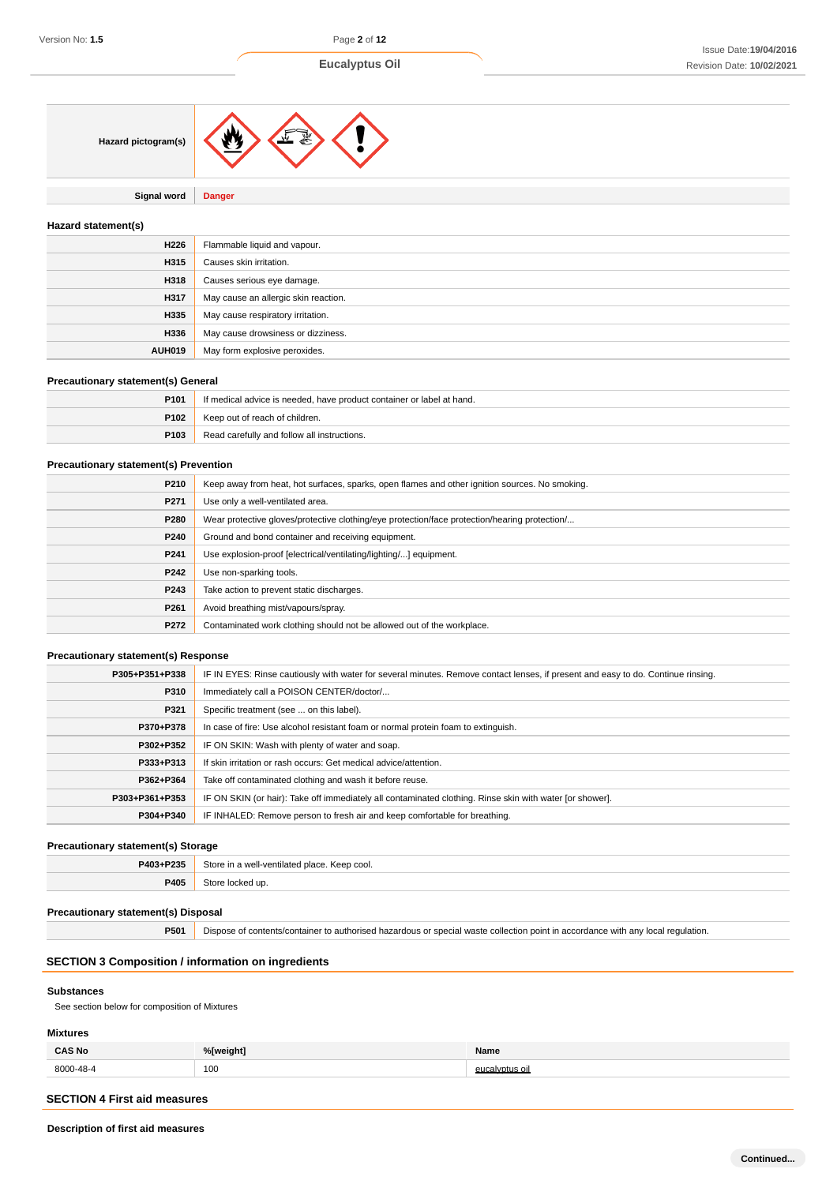| | |
|---|---|
| **Hazard pictogram(s)** | |
| **Signal word** | **Danger** |

### Hazard statement(s)

| | |
|---|---|
| **H226** | Flammable liquid and vapour. |
| **H315** | Causes skin irritation. |
| **H318** | Causes serious eye damage. |
| **H317** | May cause an allergic skin reaction. |
| **H335** | May cause respiratory irritation. |
| **H336** | May cause drowsiness or dizziness. |
| **AUH019** | May form explosive peroxides. |

### Precautionary statement(s) General

| | |
|---|---|
| **P101** | If medical advice is needed, have product container or label at hand. |
| **P102** | Keep out of reach of children. |
| **P103** | Read carefully and follow all instructions. |

### Precautionary statement(s) Prevention

| | |
|---|---|
| **P210** | Keep away from heat, hot surfaces, sparks, open flames and other ignition sources. No smoking. |
| **P271** | Use only a well-ventilated area. |
| **P280** | Wear protective gloves/protective clothing/eye protection/face protection/hearing protection/... |
| **P240** | Ground and bond container and receiving equipment. |
| **P241** | Use explosion-proof [electrical/ventilating/lighting/...] equipment. |
| **P242** | Use non-sparking tools. |
| **P243** | Take action to prevent static discharges. |
| **P261** | Avoid breathing mist/vapours/spray. |
| **P272** | Contaminated work clothing should not be allowed out of the workplace. |

### Precautionary statement(s) Response

| | |
|---|---|
| **P305+P351+P338** | IF IN EYES: Rinse cautiously with water for several minutes. Remove contact lenses, if present and easy to do. Continue rinsing. |
| **P310** | Immediately call a POISON CENTER/doctor/... |
| **P321** | Specific treatment (see ... on this label). |
| **P370+P378** | In case of fire: Use alcohol resistant foam or normal protein foam to extinguish. |
| **P302+P352** | IF ON SKIN: Wash with plenty of water and soap. |
| **P333+P313** | If skin irritation or rash occurs: Get medical advice/attention. |
| **P362+P364** | Take off contaminated clothing and wash it before reuse. |
| **P303+P361+P353** | IF ON SKIN (or hair): Take off immediately all contaminated clothing. Rinse skin with water [or shower]. |
| **P304+P340** | IF INHALED: Remove person to fresh air and keep comfortable for breathing. |

### Precautionary statement(s) Storage

| | |
|---|---|
| **P403+P235** | Store in a well-ventilated place. Keep cool. |
| **P405** | Store locked up. |

### Precautionary statement(s) Disposal

| | |
|---|---|
| **P501** | Dispose of contents/container to authorised hazardous or special waste collection point in accordance with any local regulation. |

## SECTION 3 Composition / information on ingredients

### Substances

See section below for composition of Mixtures

### Mixtures

| CAS No | %[weight] | Name |
|---|---|---|
| 8000-48-4 | 100 | eucalyptus oil |

## SECTION 4 First aid measures

### Description of first aid measures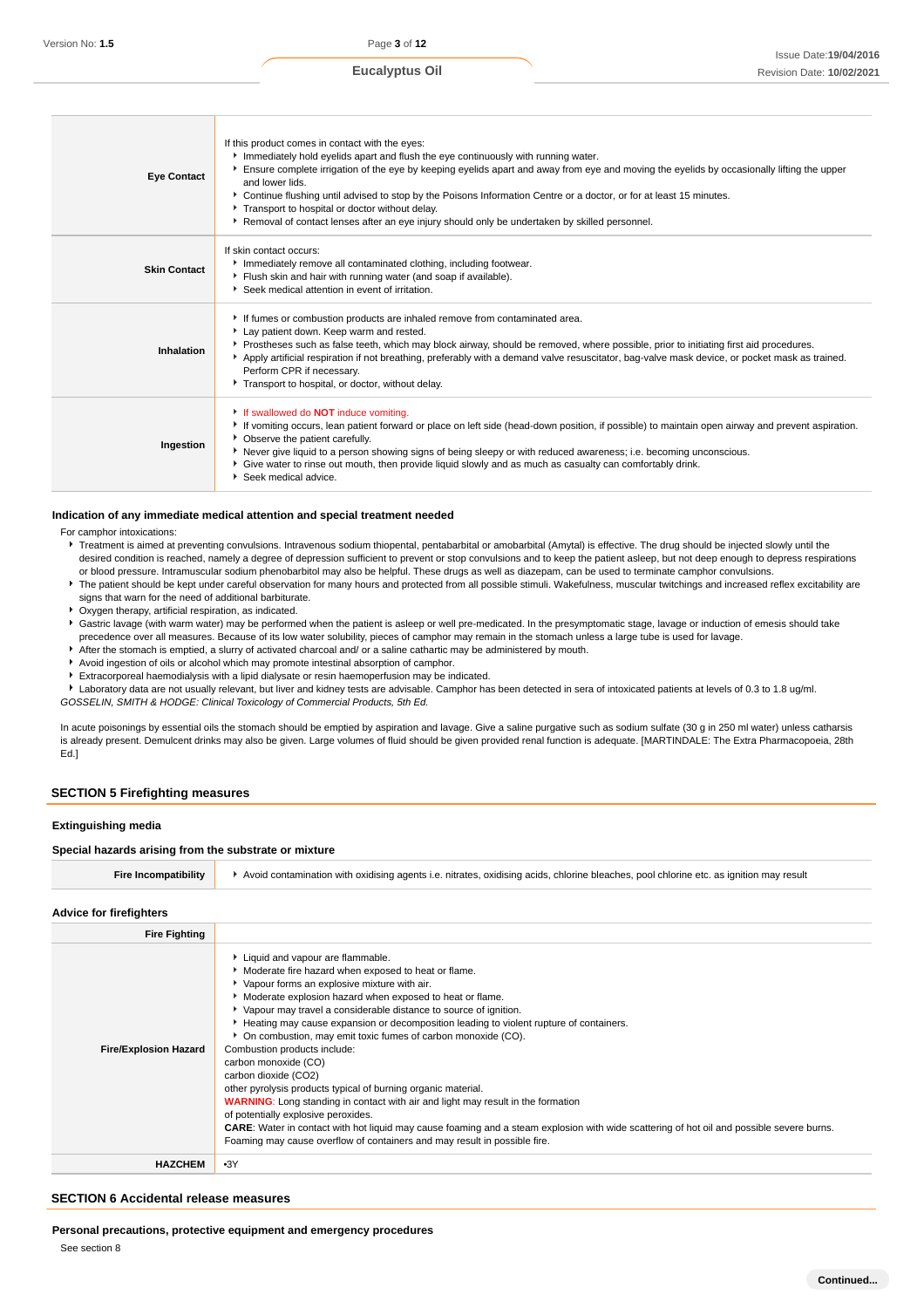| | |
|---|---|
| **Eye Contact** | If this product comes in contact with the eyes:<br>▸ Immediately hold eyelids apart and flush the eye continuously with running water.<br>▸ Ensure complete irrigation of the eye by keeping eyelids apart and away from eye and moving the eyelids by occasionally lifting the upper and lower lids.<br>▸ Continue flushing until advised to stop by the Poisons Information Centre or a doctor, or for at least 15 minutes.<br>▸ Transport to hospital or doctor without delay.<br>▸ Removal of contact lenses after an eye injury should only be undertaken by skilled personnel. |
| **Skin Contact** | If skin contact occurs:<br>▸ Immediately remove all contaminated clothing, including footwear.<br>▸ Flush skin and hair with running water (and soap if available).<br>▸ Seek medical attention in event of irritation. |
| **Inhalation** | ▸ If fumes or combustion products are inhaled remove from contaminated area.<br>▸ Lay patient down. Keep warm and rested.<br>▸ Prostheses such as false teeth, which may block airway, should be removed, where possible, prior to initiating first aid procedures.<br>▸ Apply artificial respiration if not breathing, preferably with a demand valve resuscitator, bag-valve mask device, or pocket mask as trained. Perform CPR if necessary.<br>▸ Transport to hospital, or doctor, without delay. |
| **Ingestion** | ▸ If swallowed do **NOT** induce vomiting.<br>▸ If vomiting occurs, lean patient forward or place on left side (head-down position, if possible) to maintain open airway and prevent aspiration.<br>▸ Observe the patient carefully.<br>▸ Never give liquid to a person showing signs of being sleepy or with reduced awareness; i.e. becoming unconscious.<br>▸ Give water to rinse out mouth, then provide liquid slowly and as much as casualty can comfortably drink.<br>▸ Seek medical advice. |

### Indication of any immediate medical attention and special treatment needed

For camphor intoxications:

- Treatment is aimed at preventing convulsions. Intravenous sodium thiopental, pentabarbital or amobarbital (Amytal) is effective. The drug should be injected slowly until the desired condition is reached, namely a degree of depression sufficient to prevent or stop convulsions and to keep the patient asleep, but not deep enough to depress respirations or blood pressure. Intramuscular sodium phenobarbitol may also be helpful. These drugs as well as diazepam, can be used to terminate camphor convulsions.
- The patient should be kept under careful observation for many hours and protected from all possible stimuli. Wakefulness, muscular twitchings and increased reflex excitability are signs that warn for the need of additional barbiturate.
- Oxygen therapy, artificial respiration, as indicated.
- Gastric lavage (with warm water) may be performed when the patient is asleep or well pre-medicated. In the presymptomatic stage, lavage or induction of emesis should take precedence over all measures. Because of its low water solubility, pieces of camphor may remain in the stomach unless a large tube is used for lavage.
- After the stomach is emptied, a slurry of activated charcoal and/ or a saline cathartic may be administered by mouth.
- Avoid ingestion of oils or alcohol which may promote intestinal absorption of camphor.
- Extracorporeal haemodialysis with a lipid dialysate or resin haemoperfusion may be indicated.
- Laboratory data are not usually relevant, but liver and kidney tests are advisable. Camphor has been detected in sera of intoxicated patients at levels of 0.3 to 1.8 ug/ml.

*GOSSELIN, SMITH & HODGE: Clinical Toxicology of Commercial Products, 5th Ed.*

In acute poisonings by essential oils the stomach should be emptied by aspiration and lavage. Give a saline purgative such as sodium sulfate (30 g in 250 ml water) unless catharsis is already present. Demulcent drinks may also be given. Large volumes of fluid should be given provided renal function is adequate. [MARTINDALE: The Extra Pharmacopoeia, 28th Ed.]

## SECTION 5 Firefighting measures

### Extinguishing media

### Special hazards arising from the substrate or mixture

| | |
|---|---|
| **Fire Incompatibility** | ▸ Avoid contamination with oxidising agents i.e. nitrates, oxidising acids, chlorine bleaches, pool chlorine etc. as ignition may result |

### Advice for firefighters

| | |
|---|---|
| **Fire Fighting** | |
| **Fire/Explosion Hazard** | ▸ Liquid and vapour are flammable.<br>▸ Moderate fire hazard when exposed to heat or flame.<br>▸ Vapour forms an explosive mixture with air.<br>▸ Moderate explosion hazard when exposed to heat or flame.<br>▸ Vapour may travel a considerable distance to source of ignition.<br>▸ Heating may cause expansion or decomposition leading to violent rupture of containers.<br>▸ On combustion, may emit toxic fumes of carbon monoxide (CO).<br>Combustion products include:<br>carbon monoxide (CO)<br>carbon dioxide (CO2)<br>other pyrolysis products typical of burning organic material.<br>**WARNING**: Long standing in contact with air and light may result in the formation<br>of potentially explosive peroxides.<br>**CARE**: Water in contact with hot liquid may cause foaming and a steam explosion with wide scattering of hot oil and possible severe burns. Foaming may cause overflow of containers and may result in possible fire. |
| **HAZCHEM** | •3Y |

## SECTION 6 Accidental release measures

### Personal precautions, protective equipment and emergency procedures

See section 8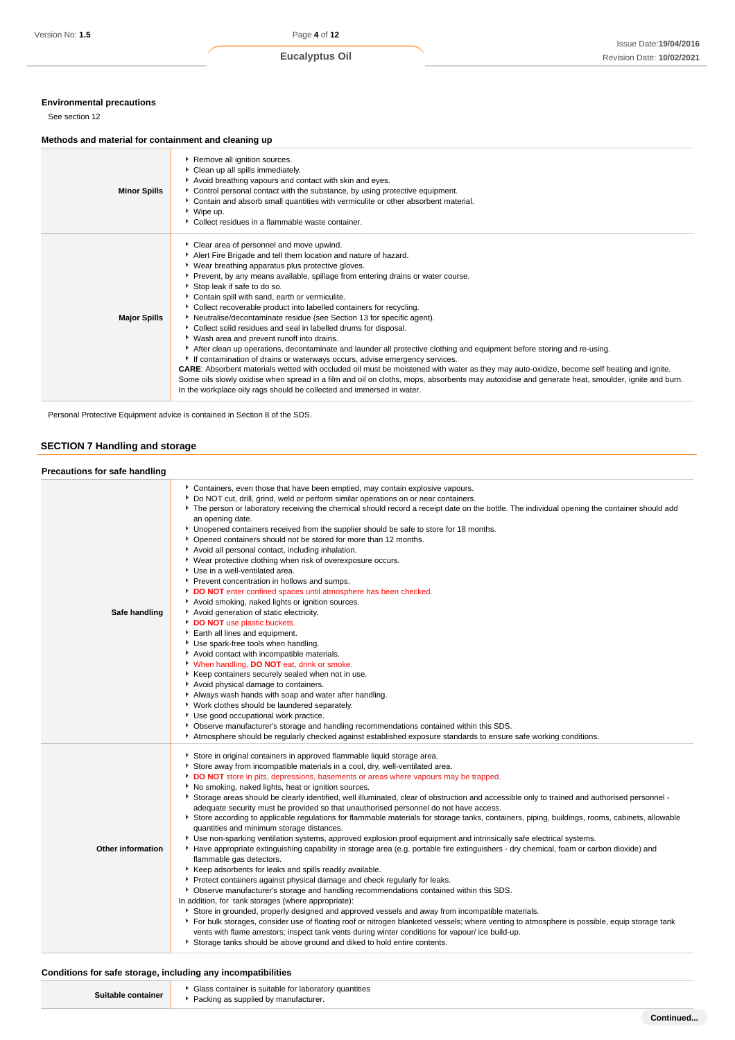### Environmental precautions

See section 12

### Methods and material for containment and cleaning up

| | |
|---|---|
| **Minor Spills** | ▸ Remove all ignition sources.<br>▸ Clean up all spills immediately.<br>▸ Avoid breathing vapours and contact with skin and eyes.<br>▸ Control personal contact with the substance, by using protective equipment.<br>▸ Contain and absorb small quantities with vermiculite or other absorbent material.<br>▸ Wipe up.<br>▸ Collect residues in a flammable waste container. |
| **Major Spills** | ▸ Clear area of personnel and move upwind.<br>▸ Alert Fire Brigade and tell them location and nature of hazard.<br>▸ Wear breathing apparatus plus protective gloves.<br>▸ Prevent, by any means available, spillage from entering drains or water course.<br>▸ Stop leak if safe to do so.<br>▸ Contain spill with sand, earth or vermiculite.<br>▸ Collect recoverable product into labelled containers for recycling.<br>▸ Neutralise/decontaminate residue (see Section 13 for specific agent).<br>▸ Collect solid residues and seal in labelled drums for disposal.<br>▸ Wash area and prevent runoff into drains.<br>▸ After clean up operations, decontaminate and launder all protective clothing and equipment before storing and re-using.<br>▸ If contamination of drains or waterways occurs, advise emergency services.<br>**CARE**: Absorbent materials wetted with occluded oil must be moistened with water as they may auto-oxidize, become self heating and ignite.<br>Some oils slowly oxidise when spread in a film and oil on cloths, mops, absorbents may autoxidise and generate heat, smoulder, ignite and burn.<br>In the workplace oily rags should be collected and immersed in water. |

Personal Protective Equipment advice is contained in Section 8 of the SDS.

## SECTION 7 Handling and storage

### Precautions for safe handling

| | |
|---|---|
| **Safe handling** | ▸ Containers, even those that have been emptied, may contain explosive vapours.<br>▸ Do NOT cut, drill, grind, weld or perform similar operations on or near containers.<br>▸ The person or laboratory receiving the chemical should record a receipt date on the bottle. The individual opening the container should add an opening date.<br>▸ Unopened containers received from the supplier should be safe to store for 18 months.<br>▸ Opened containers should not be stored for more than 12 months.<br>▸ Avoid all personal contact, including inhalation.<br>▸ Wear protective clothing when risk of overexposure occurs.<br>▸ Use in a well-ventilated area.<br>▸ Prevent concentration in hollows and sumps.<br>▸ **DO NOT** enter confined spaces until atmosphere has been checked.<br>▸ Avoid smoking, naked lights or ignition sources.<br>▸ Avoid generation of static electricity.<br>▸ **DO NOT** use plastic buckets.<br>▸ Earth all lines and equipment.<br>▸ Use spark-free tools when handling.<br>▸ Avoid contact with incompatible materials.<br>▸ When handling, **DO NOT** eat, drink or smoke.<br>▸ Keep containers securely sealed when not in use.<br>▸ Avoid physical damage to containers.<br>▸ Always wash hands with soap and water after handling.<br>▸ Work clothes should be laundered separately.<br>▸ Use good occupational work practice.<br>▸ Observe manufacturer's storage and handling recommendations contained within this SDS.<br>▸ Atmosphere should be regularly checked against established exposure standards to ensure safe working conditions. |
| **Other information** | ▸ Store in original containers in approved flammable liquid storage area.<br>▸ Store away from incompatible materials in a cool, dry, well-ventilated area.<br>▸ **DO NOT** store in pits, depressions, basements or areas where vapours may be trapped.<br>▸ No smoking, naked lights, heat or ignition sources.<br>▸ Storage areas should be clearly identified, well illuminated, clear of obstruction and accessible only to trained and authorised personnel - adequate security must be provided so that unauthorised personnel do not have access.<br>▸ Store according to applicable regulations for flammable materials for storage tanks, containers, piping, buildings, rooms, cabinets, allowable quantities and minimum storage distances.<br>▸ Use non-sparking ventilation systems, approved explosion proof equipment and intrinsically safe electrical systems.<br>▸ Have appropriate extinguishing capability in storage area (e.g. portable fire extinguishers - dry chemical, foam or carbon dioxide) and flammable gas detectors.<br>▸ Keep adsorbents for leaks and spills readily available.<br>▸ Protect containers against physical damage and check regularly for leaks.<br>▸ Observe manufacturer's storage and handling recommendations contained within this SDS.<br>In addition, for tank storages (where appropriate):<br>▸ Store in grounded, properly designed and approved vessels and away from incompatible materials.<br>▸ For bulk storages, consider use of floating roof or nitrogen blanketed vessels; where venting to atmosphere is possible, equip storage tank vents with flame arrestors; inspect tank vents during winter conditions for vapour/ ice build-up.<br>▸ Storage tanks should be above ground and diked to hold entire contents. |

### Conditions for safe storage, including any incompatibilities

| | |
|---|---|
| **Suitable container** | ▸ Glass container is suitable for laboratory quantities<br>▸ Packing as supplied by manufacturer. |

Continued...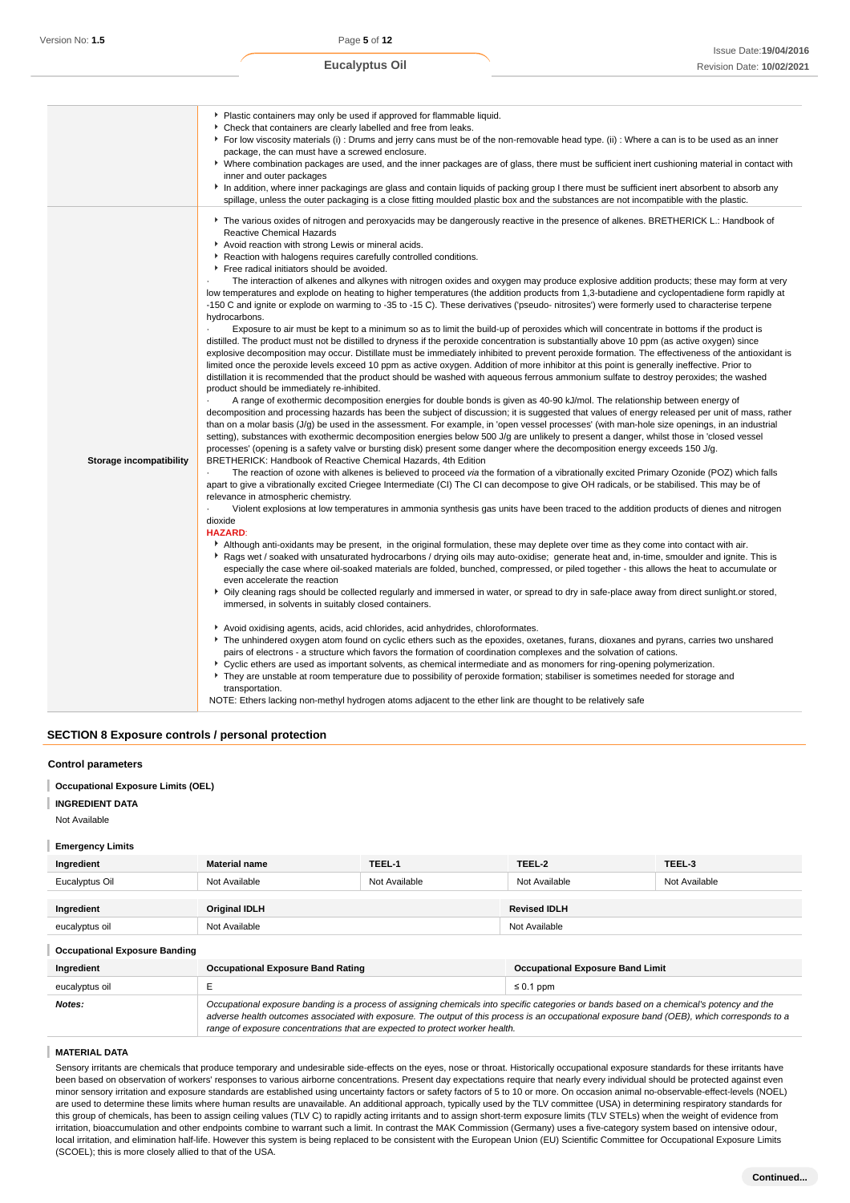| | |
|---|---|
| | ▸ Plastic containers may only be used if approved for flammable liquid.<br>▸ Check that containers are clearly labelled and free from leaks.<br>▸ For low viscosity materials (i) : Drums and jerry cans must be of the non-removable head type. (ii) : Where a can is to be used as an inner package, the can must have a screwed enclosure.<br>▸ Where combination packages are used, and the inner packages are of glass, there must be sufficient inert cushioning material in contact with inner and outer packages<br>▸ In addition, where inner packagings are glass and contain liquids of packing group I there must be sufficient inert absorbent to absorb any spillage, unless the outer packaging is a close fitting moulded plastic box and the substances are not incompatible with the plastic. |
| **Storage incompatibility** | ▸ The various oxides of nitrogen and peroxyacids may be dangerously reactive in the presence of alkenes. BRETHERICK L.: Handbook of Reactive Chemical Hazards<br>▸ Avoid reaction with strong Lewis or mineral acids.<br>▸ Reaction with halogens requires carefully controlled conditions.<br>▸ Free radical initiators should be avoided.<br>· The interaction of alkenes and alkynes with nitrogen oxides and oxygen may produce explosive addition products; these may form at very low temperatures and explode on heating to higher temperatures (the addition products from 1,3-butadiene and cyclopentadiene form rapidly at -150 C and ignite or explode on warming to -35 to -15 C). These derivatives ('pseudo- nitrosites') were formerly used to characterise terpene hydrocarbons.<br>· Exposure to air must be kept to a minimum so as to limit the build-up of peroxides which will concentrate in bottoms if the product is distilled. The product must not be distilled to dryness if the peroxide concentration is substantially above 10 ppm (as active oxygen) since explosive decomposition may occur. Distillate must be immediately inhibited to prevent peroxide formation. The effectiveness of the antioxidant is limited once the peroxide levels exceed 10 ppm as active oxygen. Addition of more inhibitor at this point is generally ineffective. Prior to distillation it is recommended that the product should be washed with aqueous ferrous ammonium sulfate to destroy peroxides; the washed product should be immediately re-inhibited.<br>· A range of exothermic decomposition energies for double bonds is given as 40-90 kJ/mol. The relationship between energy of decomposition and processing hazards has been the subject of discussion; it is suggested that values of energy released per unit of mass, rather than on a molar basis (J/g) be used in the assessment. For example, in 'open vessel processes' (with man-hole size openings, in an industrial setting), substances with exothermic decomposition energies below 500 J/g are unlikely to present a danger, whilst those in 'closed vessel processes' (opening is a safety valve or bursting disk) present some danger where the decomposition energy exceeds 150 J/g. BRETHERICK: Handbook of Reactive Chemical Hazards, 4th Edition<br>· The reaction of ozone with alkenes is believed to proceed *via* the formation of a vibrationally excited Primary Ozonide (POZ) which falls apart to give a vibrationally excited Criegee Intermediate (CI) The CI can decompose to give OH radicals, or be stabilised. This may be of relevance in atmospheric chemistry.<br>· Violent explosions at low temperatures in ammonia synthesis gas units have been traced to the addition products of dienes and nitrogen dioxide<br>**HAZARD**:<br>▸ Although anti-oxidants may be present, in the original formulation, these may deplete over time as they come into contact with air.<br>▸ Rags wet / soaked with unsaturated hydrocarbons / drying oils may auto-oxidise; generate heat and, in-time, smoulder and ignite. This is especially the case where oil-soaked materials are folded, bunched, compressed, or piled together - this allows the heat to accumulate or even accelerate the reaction<br>▸ Oily cleaning rags should be collected regularly and immersed in water, or spread to dry in safe-place away from direct sunlight.or stored, immersed, in solvents in suitably closed containers.<br><br>▸ Avoid oxidising agents, acids, acid chlorides, acid anhydrides, chloroformates.<br>▸ The unhindered oxygen atom found on cyclic ethers such as the epoxides, oxetanes, furans, dioxanes and pyrans, carries two unshared pairs of electrons - a structure which favors the formation of coordination complexes and the solvation of cations.<br>▸ Cyclic ethers are used as important solvents, as chemical intermediate and as monomers for ring-opening polymerization.<br>▸ They are unstable at room temperature due to possibility of peroxide formation; stabiliser is sometimes needed for storage and transportation.<br>NOTE: Ethers lacking non-methyl hydrogen atoms adjacent to the ether link are thought to be relatively safe |

## SECTION 8 Exposure controls / personal protection

### Control parameters

**Occupational Exposure Limits (OEL)**

**INGREDIENT DATA**

Not Available

**Emergency Limits**

| Ingredient | Material name | TEEL-1 | TEEL-2 | TEEL-3 |
|---|---|---|---|---|
| Eucalyptus Oil | Not Available | Not Available | Not Available | Not Available |

| Ingredient | Original IDLH | Revised IDLH |
|---|---|---|
| eucalyptus oil | Not Available | Not Available |

**Occupational Exposure Banding**

| Ingredient | Occupational Exposure Band Rating | Occupational Exposure Band Limit |
|---|---|---|
| eucalyptus oil | E | ≤ 0.1 ppm |
| ***Notes:*** | *Occupational exposure banding is a process of assigning chemicals into specific categories or bands based on a chemical's potency and the adverse health outcomes associated with exposure. The output of this process is an occupational exposure band (OEB), which corresponds to a range of exposure concentrations that are expected to protect worker health.* | |

**MATERIAL DATA**

Sensory irritants are chemicals that produce temporary and undesirable side-effects on the eyes, nose or throat. Historically occupational exposure standards for these irritants have been based on observation of workers' responses to various airborne concentrations. Present day expectations require that nearly every individual should be protected against even minor sensory irritation and exposure standards are established using uncertainty factors or safety factors of 5 to 10 or more. On occasion animal no-observable-effect-levels (NOEL) are used to determine these limits where human results are unavailable. An additional approach, typically used by the TLV committee (USA) in determining respiratory standards for this group of chemicals, has been to assign ceiling values (TLV C) to rapidly acting irritants and to assign short-term exposure limits (TLV STELs) when the weight of evidence from irritation, bioaccumulation and other endpoints combine to warrant such a limit. In contrast the MAK Commission (Germany) uses a five-category system based on intensive odour, local irritation, and elimination half-life. However this system is being replaced to be consistent with the European Union (EU) Scientific Committee for Occupational Exposure Limits (SCOEL); this is more closely allied to that of the USA.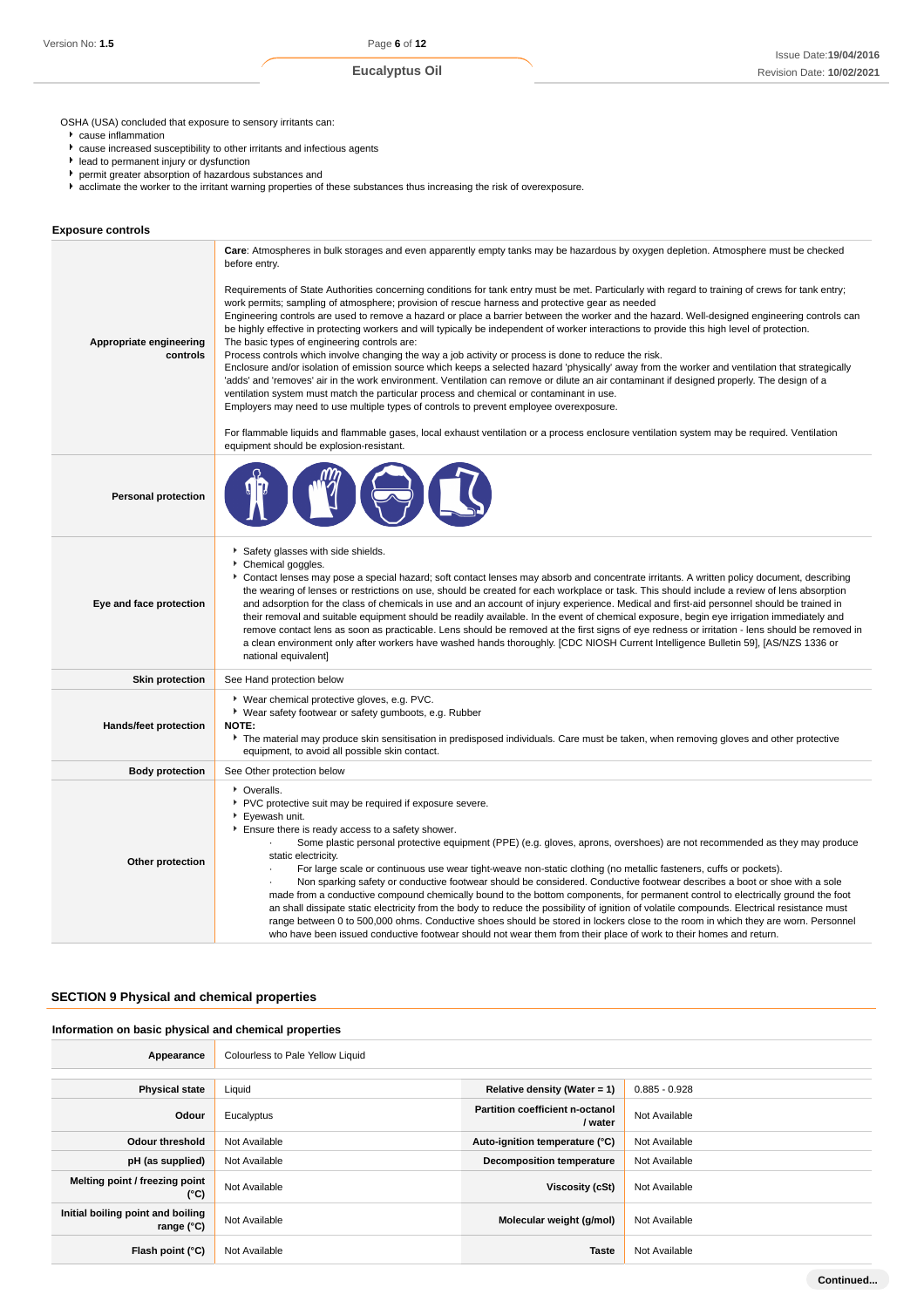OSHA (USA) concluded that exposure to sensory irritants can:

- cause inflammation
- cause increased susceptibility to other irritants and infectious agents
- lead to permanent injury or dysfunction
- permit greater absorption of hazardous substances and
- acclimate the worker to the irritant warning properties of these substances thus increasing the risk of overexposure.

### Exposure controls

| | |
|---|---|
| **Appropriate engineering controls** | **Care**: Atmospheres in bulk storages and even apparently empty tanks may be hazardous by oxygen depletion. Atmosphere must be checked before entry.<br><br>Requirements of State Authorities concerning conditions for tank entry must be met. Particularly with regard to training of crews for tank entry; work permits; sampling of atmosphere; provision of rescue harness and protective gear as needed<br>Engineering controls are used to remove a hazard or place a barrier between the worker and the hazard. Well-designed engineering controls can be highly effective in protecting workers and will typically be independent of worker interactions to provide this high level of protection.<br>The basic types of engineering controls are:<br>Process controls which involve changing the way a job activity or process is done to reduce the risk.<br>Enclosure and/or isolation of emission source which keeps a selected hazard 'physically' away from the worker and ventilation that strategically 'adds' and 'removes' air in the work environment. Ventilation can remove or dilute an air contaminant if designed properly. The design of a ventilation system must match the particular process and chemical or contaminant in use.<br>Employers may need to use multiple types of controls to prevent employee overexposure.<br><br>For flammable liquids and flammable gases, local exhaust ventilation or a process enclosure ventilation system may be required. Ventilation equipment should be explosion-resistant. |
| **Personal protection** | |
| **Eye and face protection** | - Safety glasses with side shields.<br>- Chemical goggles.<br>- Contact lenses may pose a special hazard; soft contact lenses may absorb and concentrate irritants. A written policy document, describing the wearing of lenses or restrictions on use, should be created for each workplace or task. This should include a review of lens absorption and adsorption for the class of chemicals in use and an account of injury experience. Medical and first-aid personnel should be trained in their removal and suitable equipment should be readily available. In the event of chemical exposure, begin eye irrigation immediately and remove contact lens as soon as practicable. Lens should be removed at the first signs of eye redness or irritation - lens should be removed in a clean environment only after workers have washed hands thoroughly. [CDC NIOSH Current Intelligence Bulletin 59], [AS/NZS 1336 or national equivalent] |
| **Skin protection** | See Hand protection below |
| **Hands/feet protection** | - Wear chemical protective gloves, e.g. PVC.<br>- Wear safety footwear or safety gumboots, e.g. Rubber<br>**NOTE:**<br>- The material may produce skin sensitisation in predisposed individuals. Care must be taken, when removing gloves and other protective equipment, to avoid all possible skin contact. |
| **Body protection** | See Other protection below |
| **Other protection** | - Overalls.<br>- PVC protective suit may be required if exposure severe.<br>- Eyewash unit.<br>- Ensure there is ready access to a safety shower.<br>· Some plastic personal protective equipment (PPE) (e.g. gloves, aprons, overshoes) are not recommended as they may produce static electricity.<br>· For large scale or continuous use wear tight-weave non-static clothing (no metallic fasteners, cuffs or pockets).<br>· Non sparking safety or conductive footwear should be considered. Conductive footwear describes a boot or shoe with a sole made from a conductive compound chemically bound to the bottom components, for permanent control to electrically ground the foot an shall dissipate static electricity from the body to reduce the possibility of ignition of volatile compounds. Electrical resistance must range between 0 to 500,000 ohms. Conductive shoes should be stored in lockers close to the room in which they are worn. Personnel who have been issued conductive footwear should not wear them from their place of work to their homes and return. |

## SECTION 9 Physical and chemical properties

### Information on basic physical and chemical properties

| | | | |
|---|---|---|---|
| **Appearance** | Colourless to Pale Yellow Liquid | | |
| **Physical state** | Liquid | **Relative density (Water = 1)** | 0.885 - 0.928 |
| **Odour** | Eucalyptus | **Partition coefficient n-octanol / water** | Not Available |
| **Odour threshold** | Not Available | **Auto-ignition temperature (°C)** | Not Available |
| **pH (as supplied)** | Not Available | **Decomposition temperature** | Not Available |
| **Melting point / freezing point (°C)** | Not Available | **Viscosity (cSt)** | Not Available |
| **Initial boiling point and boiling range (°C)** | Not Available | **Molecular weight (g/mol)** | Not Available |
| **Flash point (°C)** | Not Available | **Taste** | Not Available |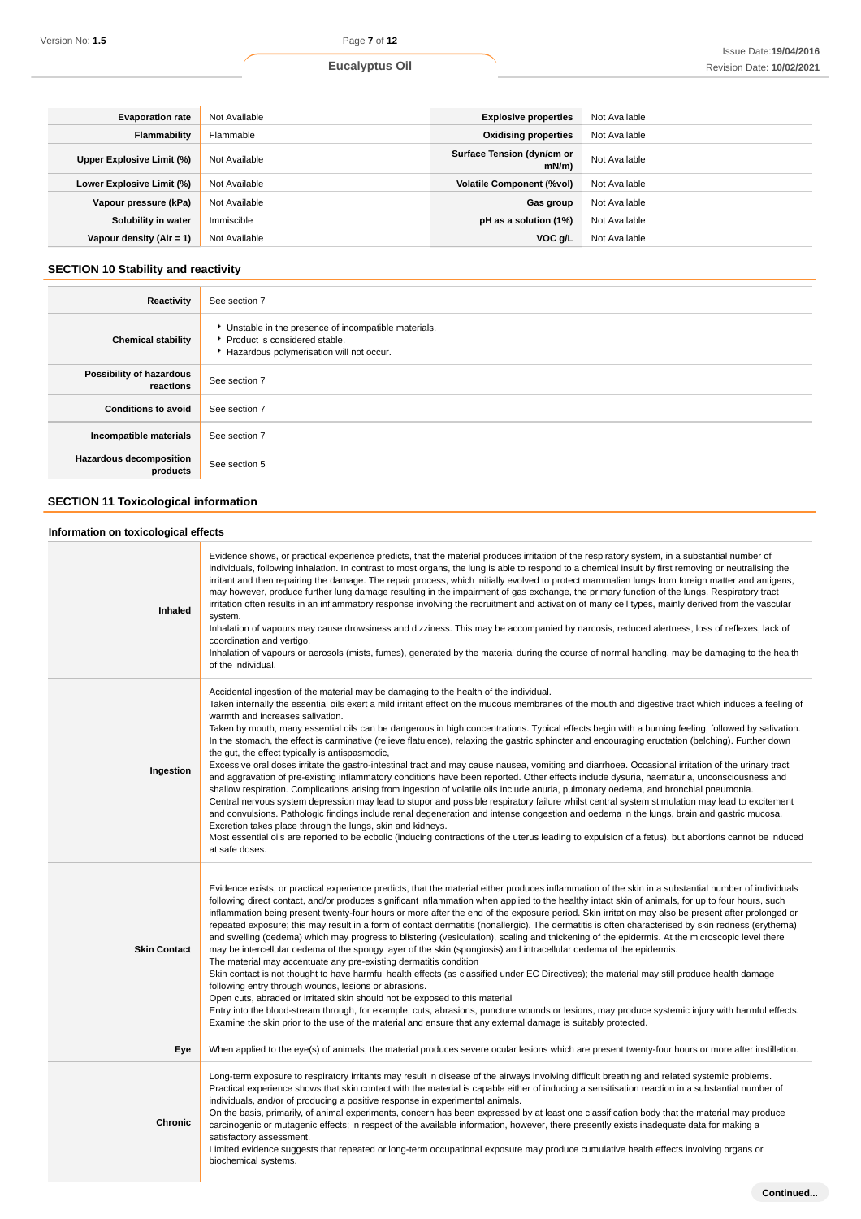| | | | |
|---|---|---|---|
| **Evaporation rate** | Not Available | **Explosive properties** | Not Available |
| **Flammability** | Flammable | **Oxidising properties** | Not Available |
| **Upper Explosive Limit (%)** | Not Available | **Surface Tension (dyn/cm or mN/m)** | Not Available |
| **Lower Explosive Limit (%)** | Not Available | **Volatile Component (%vol)** | Not Available |
| **Vapour pressure (kPa)** | Not Available | **Gas group** | Not Available |
| **Solubility in water** | Immiscible | **pH as a solution (1%)** | Not Available |
| **Vapour density (Air = 1)** | Not Available | **VOC g/L** | Not Available |

## SECTION 10 Stability and reactivity

| | |
|---|---|
| **Reactivity** | See section 7 |
| **Chemical stability** | ▸ Unstable in the presence of incompatible materials.<br>▸ Product is considered stable.<br>▸ Hazardous polymerisation will not occur. |
| **Possibility of hazardous reactions** | See section 7 |
| **Conditions to avoid** | See section 7 |
| **Incompatible materials** | See section 7 |
| **Hazardous decomposition products** | See section 5 |

## SECTION 11 Toxicological information

### Information on toxicological effects

| | |
|---|---|
| **Inhaled** | Evidence shows, or practical experience predicts, that the material produces irritation of the respiratory system, in a substantial number of individuals, following inhalation. In contrast to most organs, the lung is able to respond to a chemical insult by first removing or neutralising the irritant and then repairing the damage. The repair process, which initially evolved to protect mammalian lungs from foreign matter and antigens, may however, produce further lung damage resulting in the impairment of gas exchange, the primary function of the lungs. Respiratory tract irritation often results in an inflammatory response involving the recruitment and activation of many cell types, mainly derived from the vascular system.<br>Inhalation of vapours may cause drowsiness and dizziness. This may be accompanied by narcosis, reduced alertness, loss of reflexes, lack of coordination and vertigo.<br>Inhalation of vapours or aerosols (mists, fumes), generated by the material during the course of normal handling, may be damaging to the health of the individual. |
| **Ingestion** | Accidental ingestion of the material may be damaging to the health of the individual.<br>Taken internally the essential oils exert a mild irritant effect on the mucous membranes of the mouth and digestive tract which induces a feeling of warmth and increases salivation.<br>Taken by mouth, many essential oils can be dangerous in high concentrations. Typical effects begin with a burning feeling, followed by salivation. In the stomach, the effect is carminative (relieve flatulence), relaxing the gastric sphincter and encouraging eructation (belching). Further down the gut, the effect typically is antispasmodic,<br>Excessive oral doses irritate the gastro-intestinal tract and may cause nausea, vomiting and diarrhoea. Occasional irritation of the urinary tract and aggravation of pre-existing inflammatory conditions have been reported. Other effects include dysuria, haematuria, unconsciousness and shallow respiration. Complications arising from ingestion of volatile oils include anuria, pulmonary oedema, and bronchial pneumonia.<br>Central nervous system depression may lead to stupor and possible respiratory failure whilst central system stimulation may lead to excitement and convulsions. Pathologic findings include renal degeneration and intense congestion and oedema in the lungs, brain and gastric mucosa. Excretion takes place through the lungs, skin and kidneys.<br>Most essential oils are reported to be ecbolic (inducing contractions of the uterus leading to expulsion of a fetus). but abortions cannot be induced at safe doses. |
| **Skin Contact** | Evidence exists, or practical experience predicts, that the material either produces inflammation of the skin in a substantial number of individuals following direct contact, and/or produces significant inflammation when applied to the healthy intact skin of animals, for up to four hours, such inflammation being present twenty-four hours or more after the end of the exposure period. Skin irritation may also be present after prolonged or repeated exposure; this may result in a form of contact dermatitis (nonallergic). The dermatitis is often characterised by skin redness (erythema) and swelling (oedema) which may progress to blistering (vesiculation), scaling and thickening of the epidermis. At the microscopic level there may be intercellular oedema of the spongy layer of the skin (spongiosis) and intracellular oedema of the epidermis.<br>The material may accentuate any pre-existing dermatitis condition<br>Skin contact is not thought to have harmful health effects (as classified under EC Directives); the material may still produce health damage following entry through wounds, lesions or abrasions.<br>Open cuts, abraded or irritated skin should not be exposed to this material<br>Entry into the blood-stream through, for example, cuts, abrasions, puncture wounds or lesions, may produce systemic injury with harmful effects. Examine the skin prior to the use of the material and ensure that any external damage is suitably protected. |
| **Eye** | When applied to the eye(s) of animals, the material produces severe ocular lesions which are present twenty-four hours or more after instillation. |
| **Chronic** | Long-term exposure to respiratory irritants may result in disease of the airways involving difficult breathing and related systemic problems.<br>Practical experience shows that skin contact with the material is capable either of inducing a sensitisation reaction in a substantial number of individuals, and/or of producing a positive response in experimental animals.<br>On the basis, primarily, of animal experiments, concern has been expressed by at least one classification body that the material may produce carcinogenic or mutagenic effects; in respect of the available information, however, there presently exists inadequate data for making a satisfactory assessment.<br>Limited evidence suggests that repeated or long-term occupational exposure may produce cumulative health effects involving organs or biochemical systems. |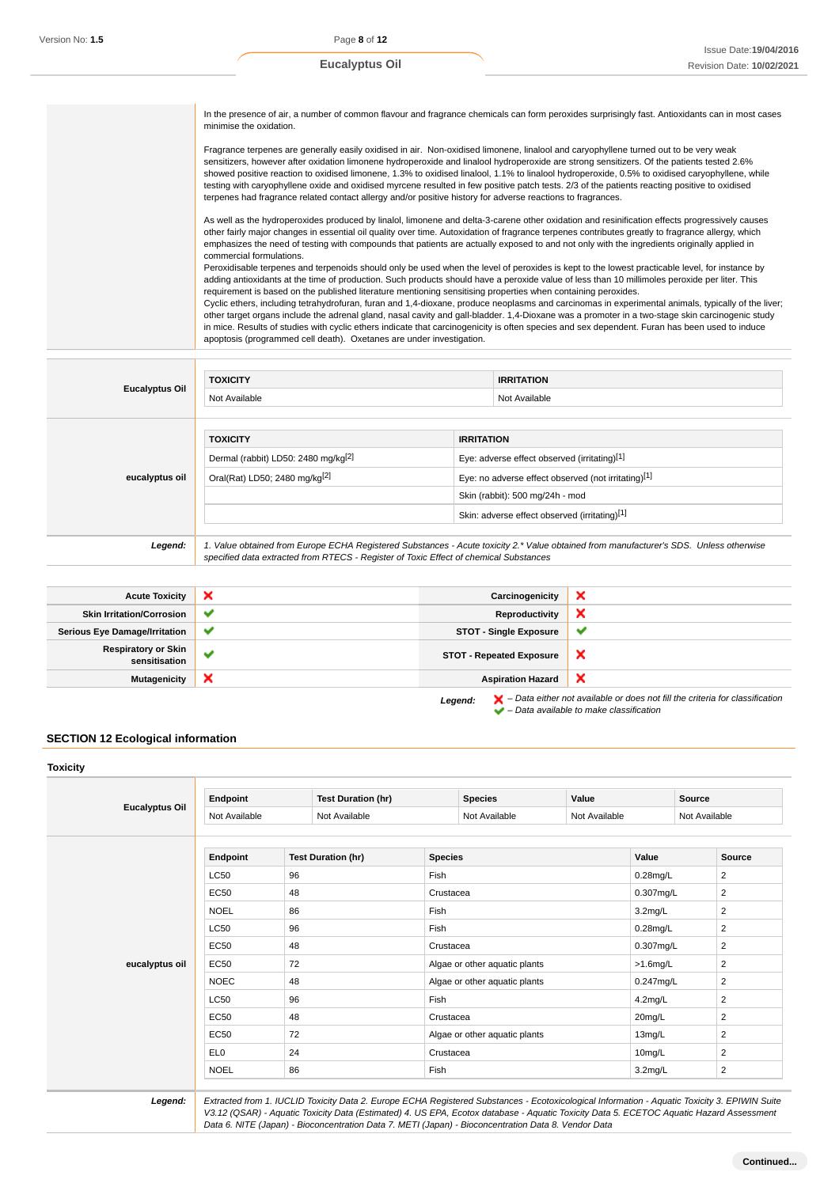In the presence of air, a number of common flavour and fragrance chemicals can form peroxides surprisingly fast. Antioxidants can in most cases minimise the oxidation.

Fragrance terpenes are generally easily oxidised in air. Non-oxidised limonene, linalool and caryophyllene turned out to be very weak sensitizers, however after oxidation limonene hydroperoxide and linalool hydroperoxide are strong sensitizers. Of the patients tested 2.6% showed positive reaction to oxidised limonene, 1.3% to oxidised linalool, 1.1% to linalool hydroperoxide, 0.5% to oxidised caryophyllene, while testing with caryophyllene oxide and oxidised myrcene resulted in few positive patch tests. 2/3 of the patients reacting positive to oxidised terpenes had fragrance related contact allergy and/or positive history for adverse reactions to fragrances.

As well as the hydroperoxides produced by linalol, limonene and delta-3-carene other oxidation and resinification effects progressively causes other fairly major changes in essential oil quality over time. Autoxidation of fragrance terpenes contributes greatly to fragrance allergy, which emphasizes the need of testing with compounds that patients are actually exposed to and not only with the ingredients originally applied in commercial formulations.
Peroxidisable terpenes and terpenoids should only be used when the level of peroxides is kept to the lowest practicable level, for instance by adding antioxidants at the time of production. Such products should have a peroxide value of less than 10 millimoles peroxide per liter. This requirement is based on the published literature mentioning sensitising properties when containing peroxides.
Cyclic ethers, including tetrahydrofuran, furan and 1,4-dioxane, produce neoplasms and carcinomas in experimental animals, typically of the liver; other target organs include the adrenal gland, nasal cavity and gall-bladder. 1,4-Dioxane was a promoter in a two-stage skin carcinogenic study in mice. Results of studies with cyclic ethers indicate that carcinogenicity is often species and sex dependent. Furan has been used to induce apoptosis (programmed cell death). Oxetanes are under investigation.

**Eucalyptus Oil**

| TOXICITY | IRRITATION |
|---|---|
| Not Available | Not Available |

**eucalyptus oil**

| TOXICITY | IRRITATION |
|---|---|
| Dermal (rabbit) LD50: 2480 mg/kg[2] | Eye: adverse effect observed (irritating)[1] |
| Oral(Rat) LD50; 2480 mg/kg[2] | Eye: no adverse effect observed (not irritating)[1] |
| | Skin (rabbit): 500 mg/24h - mod |
| | Skin: adverse effect observed (irritating)[1] |

***Legend:*** *1. Value obtained from Europe ECHA Registered Substances - Acute toxicity 2.\* Value obtained from manufacturer's SDS. Unless otherwise specified data extracted from RTECS - Register of Toxic Effect of chemical Substances*

| | | | |
|---|---|---|---|
| **Acute Toxicity** | ✘ | **Carcinogenicity** | ✘ |
| **Skin Irritation/Corrosion** | ✔ | **Reproductivity** | ✘ |
| **Serious Eye Damage/Irritation** | ✔ | **STOT - Single Exposure** | ✔ |
| **Respiratory or Skin sensitisation** | ✔ | **STOT - Repeated Exposure** | ✘ |
| **Mutagenicity** | ✘ | **Aspiration Hazard** | ✘ |

***Legend:*** ✘ *– Data either not available or does not fill the criteria for classification*
✔ *– Data available to make classification*

## SECTION 12 Ecological information

### Toxicity

**Eucalyptus Oil**

| Endpoint | Test Duration (hr) | Species | Value | Source |
|---|---|---|---|---|
| Not Available | Not Available | Not Available | Not Available | Not Available |

**eucalyptus oil**

| Endpoint | Test Duration (hr) | Species | Value | Source |
|---|---|---|---|---|
| LC50 | 96 | Fish | 0.28mg/L | 2 |
| EC50 | 48 | Crustacea | 0.307mg/L | 2 |
| NOEL | 86 | Fish | 3.2mg/L | 2 |
| LC50 | 96 | Fish | 0.28mg/L | 2 |
| EC50 | 48 | Crustacea | 0.307mg/L | 2 |
| EC50 | 72 | Algae or other aquatic plants | >1.6mg/L | 2 |
| NOEC | 48 | Algae or other aquatic plants | 0.247mg/L | 2 |
| LC50 | 96 | Fish | 4.2mg/L | 2 |
| EC50 | 48 | Crustacea | 20mg/L | 2 |
| EC50 | 72 | Algae or other aquatic plants | 13mg/L | 2 |
| EL0 | 24 | Crustacea | 10mg/L | 2 |
| NOEL | 86 | Fish | 3.2mg/L | 2 |

***Legend:*** *Extracted from 1. IUCLID Toxicity Data 2. Europe ECHA Registered Substances - Ecotoxicological Information - Aquatic Toxicity 3. EPIWIN Suite V3.12 (QSAR) - Aquatic Toxicity Data (Estimated) 4. US EPA, Ecotox database - Aquatic Toxicity Data 5. ECETOC Aquatic Hazard Assessment Data 6. NITE (Japan) - Bioconcentration Data 7. METI (Japan) - Bioconcentration Data 8. Vendor Data*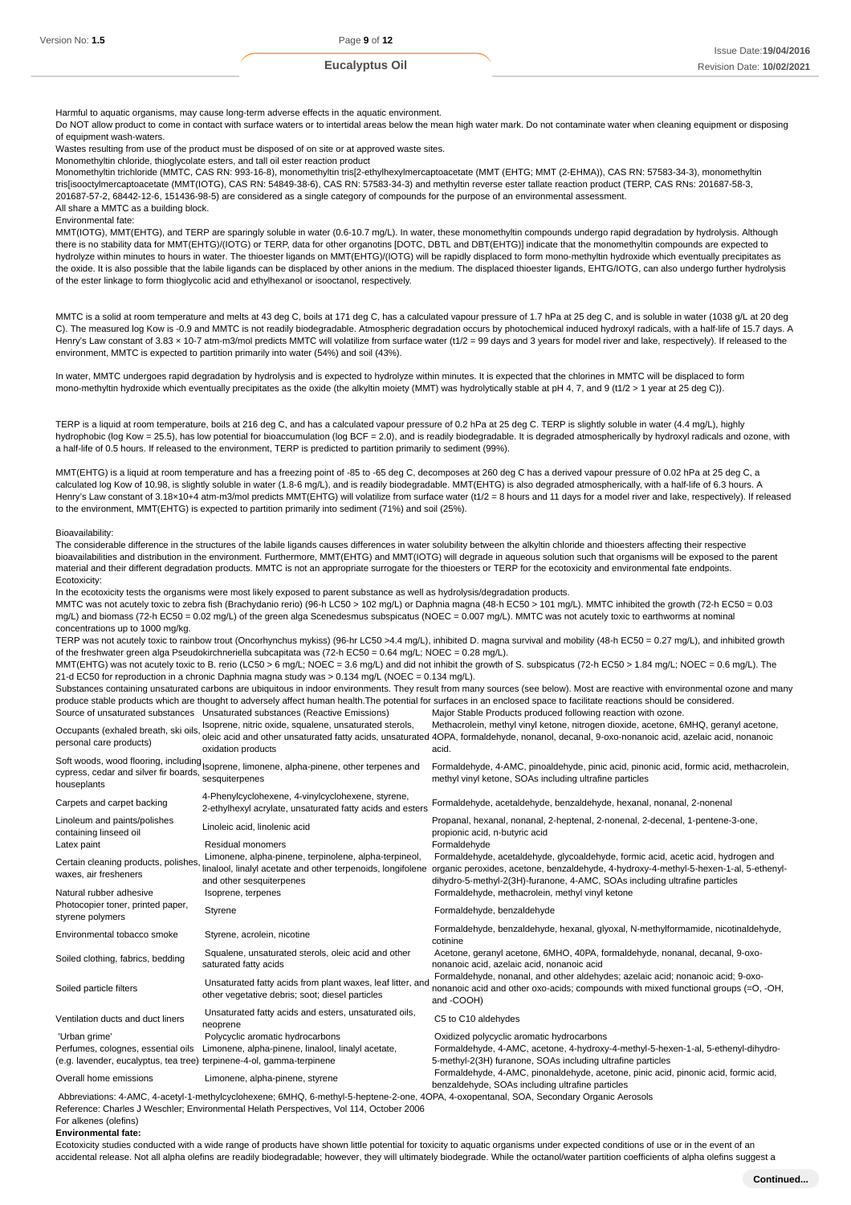Harmful to aquatic organisms, may cause long-term adverse effects in the aquatic environment.

Do NOT allow product to come in contact with surface waters or to intertidal areas below the mean high water mark. Do not contaminate water when cleaning equipment or disposing of equipment wash-waters.

Wastes resulting from use of the product must be disposed of on site or at approved waste sites.

Monomethyltin chloride, thioglycolate esters, and tall oil ester reaction product

Monomethyltin trichloride (MMTC, CAS RN: 993-16-8), monomethyltin tris[2-ethylhexylmercaptoacetate (MMT (EHTG; MMT (2-EHMA)), CAS RN: 57583-34-3), monomethyltin tris[isooctylmercaptoacetate (MMT(IOTG), CAS RN: 54849-38-6), CAS RN: 57583-34-3) and methyltin reverse ester tallate reaction product (TERP, CAS RNs: 201687-58-3, 201687-57-2, 68442-12-6, 151436-98-5) are considered as a single category of compounds for the purpose of an environmental assessment.

All share a MMTC as a building block.

Environmental fate:

MMT(IOTG), MMT(EHTG), and TERP are sparingly soluble in water (0.6-10.7 mg/L). In water, these monomethyltin compounds undergo rapid degradation by hydrolysis. Although there is no stability data for MMT(EHTG)/(IOTG) or TERP, data for other organotins [DOTC, DBTL and DBT(EHTG)] indicate that the monomethyltin compounds are expected to hydrolyze within minutes to hours in water. The thioester ligands on MMT(EHTG)/(IOTG) will be rapidly displaced to form mono-methyltin hydroxide which eventually precipitates as the oxide. It is also possible that the labile ligands can be displaced by other anions in the medium. The displaced thioester ligands, EHTG/IOTG, can also undergo further hydrolysis of the ester linkage to form thioglycolic acid and ethylhexanol or isooctanol, respectively.

MMTC is a solid at room temperature and melts at 43 deg C, boils at 171 deg C, has a calculated vapour pressure of 1.7 hPa at 25 deg C, and is soluble in water (1038 g/L at 20 deg C). The measured log Kow is -0.9 and MMTC is not readily biodegradable. Atmospheric degradation occurs by photochemical induced hydroxyl radicals, with a half-life of 15.7 days. A Henry's Law constant of $3.83 \times 10^{-7}$ atm-m3/mol predicts MMTC will volatilize from surface water (t1/2 = 99 days and 3 years for model river and lake, respectively). If released to the environment, MMTC is expected to partition primarily into water (54%) and soil (43%).

In water, MMTC undergoes rapid degradation by hydrolysis and is expected to hydrolyze within minutes. It is expected that the chlorines in MMTC will be displaced to form mono-methyltin hydroxide which eventually precipitates as the oxide (the alkyltin moiety (MMT) was hydrolytically stable at pH 4, 7, and 9 (t1/2 > 1 year at 25 deg C)).

TERP is a liquid at room temperature, boils at 216 deg C, and has a calculated vapour pressure of 0.2 hPa at 25 deg C. TERP is slightly soluble in water (4.4 mg/L), highly hydrophobic (log Kow = 25.5), has low potential for bioaccumulation (log BCF = 2.0), and is readily biodegradable. It is degraded atmospherically by hydroxyl radicals and ozone, with a half-life of 0.5 hours. If released to the environment, TERP is predicted to partition primarily to sediment (99%).

MMT(EHTG) is a liquid at room temperature and has a freezing point of -85 to -65 deg C, decomposes at 260 deg C has a derived vapour pressure of 0.02 hPa at 25 deg C, a calculated log Kow of 10.98, is slightly soluble in water (1.8-6 mg/L), and is readily biodegradable. MMT(EHTG) is also degraded atmospherically, with a half-life of 6.3 hours. A Henry's Law constant of $3.18 \times 10^{+4}$ atm-m3/mol predicts MMT(EHTG) will volatilize from surface water (t1/2 = 8 hours and 11 days for a model river and lake, respectively). If released to the environment, MMT(EHTG) is expected to partition primarily into sediment (71%) and soil (25%).

Bioavailability:

The considerable difference in the structures of the labile ligands causes differences in water solubility between the alkyltin chloride and thioesters affecting their respective bioavailabilities and distribution in the environment. Furthermore, MMT(EHTG) and MMT(IOTG) will degrade in aqueous solution such that organisms will be exposed to the parent material and their different degradation products. MMTC is not an appropriate surrogate for the thioesters or TERP for the ecotoxicity and environmental fate endpoints.

Ecotoxicity:

In the ecotoxicity tests the organisms were most likely exposed to parent substance as well as hydrolysis/degradation products.

MMTC was not acutely toxic to zebra fish (Brachydanio rerio) (96-h LC50 > 102 mg/L) or Daphnia magna (48-h EC50 > 101 mg/L). MMTC inhibited the growth (72-h EC50 = 0.03 mg/L) and biomass (72-h EC50 = 0.02 mg/L) of the green alga Scenedesmus subspicatus (NOEC = 0.007 mg/L). MMTC was not acutely toxic to earthworms at nominal concentrations up to 1000 mg/kg.

TERP was not acutely toxic to rainbow trout (Oncorhynchus mykiss) (96-hr LC50 >4.4 mg/L), inhibited D. magna survival and mobility (48-h EC50 = 0.27 mg/L), and inhibited growth of the freshwater green alga Pseudokirchneriella subcapitata was (72-h EC50 = 0.64 mg/L; NOEC = 0.28 mg/L).

MMT(EHTG) was not acutely toxic to B. rerio (LC50 > 6 mg/L; NOEC = 3.6 mg/L) and did not inhibit the growth of S. subspicatus (72-h EC50 > 1.84 mg/L; NOEC = 0.6 mg/L). The 21-d EC50 for reproduction in a chronic Daphnia magna study was > 0.134 mg/L (NOEC = 0.134 mg/L).

Substances containing unsaturated carbons are ubiquitous in indoor environments. They result from many sources (see below). Most are reactive with environmental ozone and many produce stable products which are thought to adversely affect human health.The potential for surfaces in an enclosed space to facilitate reactions should be considered.

| Source of unsaturated substances | Unsaturated substances (Reactive Emissions) | Major Stable Products produced following reaction with ozone. |
|---|---|---|
| Occupants (exhaled breath, ski oils, personal care products) | Isoprene, nitric oxide, squalene, unsaturated sterols, oleic acid and other unsaturated fatty acids, unsaturated oxidation products | Methacrolein, methyl vinyl ketone, nitrogen dioxide, acetone, 6MHQ, geranyl acetone, 4OPA, formaldehyde, nonanol, decanal, 9-oxo-nonanoic acid, azelaic acid, nonanoic acid. |
| Soft woods, wood flooring, including cypress, cedar and silver fir boards, houseplants | Isoprene, limonene, alpha-pinene, other terpenes and sesquiterpenes | Formaldehyde, 4-AMC, pinoaldehyde, pinic acid, pinonic acid, formic acid, methacrolein, methyl vinyl ketone, SOAs including ultrafine particles |
| Carpets and carpet backing | 4-Phenylcyclohexene, 4-vinylcyclohexene, styrene, 2-ethylhexyl acrylate, unsaturated fatty acids and esters | Formaldehyde, acetaldehyde, benzaldehyde, hexanal, nonanal, 2-nonenal |
| Linoleum and paints/polishes containing linseed oil | Linoleic acid, linolenic acid | Propanal, hexanal, nonanal, 2-heptenal, 2-nonenal, 2-decenal, 1-pentene-3-one, propionic acid, n-butyric acid |
| Latex paint | Residual monomers | Formaldehyde |
| Certain cleaning products, polishes, waxes, air fresheners | Limonene, alpha-pinene, terpinolene, alpha-terpineol, linalool, linalyl acetate and other terpenoids, longifolene and other sesquiterpenes | Formaldehyde, acetaldehyde, glycoaldehyde, formic acid, acetic acid, hydrogen and organic peroxides, acetone, benzaldehyde, 4-hydroxy-4-methyl-5-hexen-1-al, 5-ethenyl-dihydro-5-methyl-2(3H)-furanone, 4-AMC, SOAs including ultrafine particles |
| Natural rubber adhesive | Isoprene, terpenes | Formaldehyde, methacrolein, methyl vinyl ketone |
| Photocopier toner, printed paper, styrene polymers | Styrene | Formaldehyde, benzaldehyde |
| Environmental tobacco smoke | Styrene, acrolein, nicotine | Formaldehyde, benzaldehyde, hexanal, glyoxal, N-methylformamide, nicotinaldehyde, cotinine |
| Soiled clothing, fabrics, bedding | Squalene, unsaturated sterols, oleic acid and other saturated fatty acids | Acetone, geranyl acetone, 6MHO, 40PA, formaldehyde, nonanal, decanal, 9-oxo-nonanoic acid, azelaic acid, nonanoic acid |
| Soiled particle filters | Unsaturated fatty acids from plant waxes, leaf litter, and other vegetative debris; soot; diesel particles | Formaldehyde, nonanal, and other aldehydes; azelaic acid; nonanoic acid; 9-oxo-nonanoic acid and other oxo-acids; compounds with mixed functional groups (=O, -OH, and -COOH) |
| Ventilation ducts and duct liners | Unsaturated fatty acids and esters, unsaturated oils, neoprene | C5 to C10 aldehydes |
| 'Urban grime' | Polycyclic aromatic hydrocarbons | Oxidized polycyclic aromatic hydrocarbons |
| Perfumes, colognes, essential oils (e.g. lavender, eucalyptus, tea tree) | Limonene, alpha-pinene, linalool, linalyl acetate, terpinene-4-ol, gamma-terpinene | Formaldehyde, 4-AMC, acetone, 4-hydroxy-4-methyl-5-hexen-1-al, 5-ethenyl-dihydro-5-methyl-2(3H) furanone, SOAs including ultrafine particles |
| Overall home emissions | Limonene, alpha-pinene, styrene | Formaldehyde, 4-AMC, pinonaldehyde, acetone, pinic acid, pinonic acid, formic acid, benzaldehyde, SOAs including ultrafine particles |

Abbreviations: 4-AMC, 4-acetyl-1-methylcyclohexene; 6MHQ, 6-methyl-5-heptene-2-one, 4OPA, 4-oxopentanal, SOA, Secondary Organic Aerosols

Reference: Charles J Weschler; Environmental Helath Perspectives, Vol 114, October 2006

For alkenes (olefins)

**Environmental fate:**

Ecotoxicity studies conducted with a wide range of products have shown little potential for toxicity to aquatic organisms under expected conditions of use or in the event of an accidental release. Not all alpha olefins are readily biodegradable; however, they will ultimately biodegrade. While the octanol/water partition coefficients of alpha olefins suggest a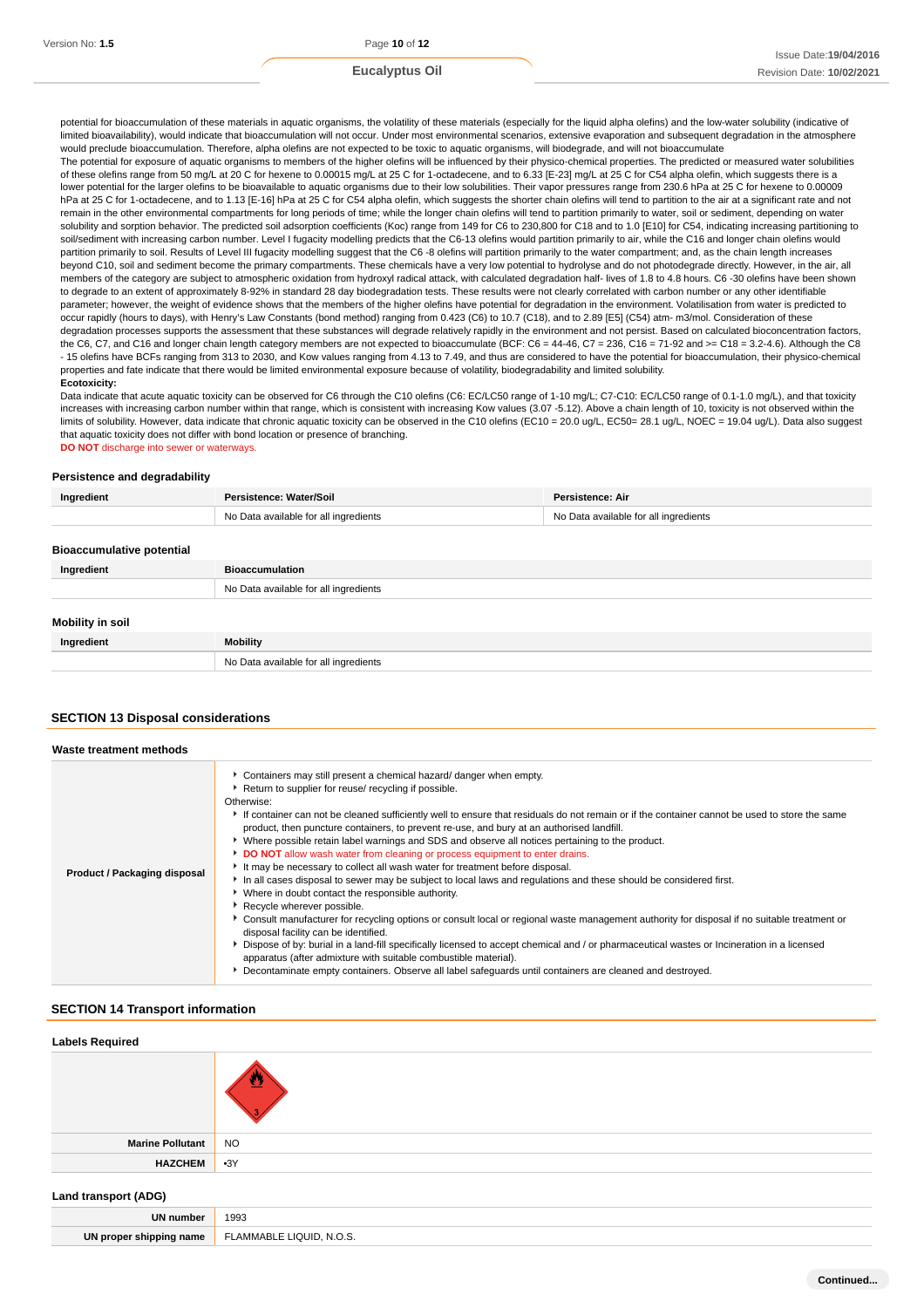potential for bioaccumulation of these materials in aquatic organisms, the volatility of these materials (especially for the liquid alpha olefins) and the low-water solubility (indicative of limited bioavailability), would indicate that bioaccumulation will not occur. Under most environmental scenarios, extensive evaporation and subsequent degradation in the atmosphere would preclude bioaccumulation. Therefore, alpha olefins are not expected to be toxic to aquatic organisms, will biodegrade, and will not bioaccumulate

The potential for exposure of aquatic organisms to members of the higher olefins will be influenced by their physico-chemical properties. The predicted or measured water solubilities of these olefins range from 50 mg/L at 20 C for hexene to 0.00015 mg/L at 25 C for 1-octadecene, and to 6.33 [E-23] mg/L at 25 C for C54 alpha olefin, which suggests there is a lower potential for the larger olefins to be bioavailable to aquatic organisms due to their low solubilities. Their vapor pressures range from 230.6 hPa at 25 C for hexene to 0.00009 hPa at 25 C for 1-octadecene, and to 1.13 [E-16] hPa at 25 C for C54 alpha olefin, which suggests the shorter chain olefins will tend to partition to the air at a significant rate and not remain in the other environmental compartments for long periods of time; while the longer chain olefins will tend to partition primarily to water, soil or sediment, depending on water solubility and sorption behavior. The predicted soil adsorption coefficients (Koc) range from 149 for C6 to 230,800 for C18 and to 1.0 [E10] for C54, indicating increasing partitioning to soil/sediment with increasing carbon number. Level I fugacity modelling predicts that the C6-13 olefins would partition primarily to air, while the C16 and longer chain olefins would partition primarily to soil. Results of Level III fugacity modelling suggest that the C6 -8 olefins will partition primarily to the water compartment; and, as the chain length increases beyond C10, soil and sediment become the primary compartments. These chemicals have a very low potential to hydrolyse and do not photodegrade directly. However, in the air, all members of the category are subject to atmospheric oxidation from hydroxyl radical attack, with calculated degradation half- lives of 1.8 to 4.8 hours. C6 -30 olefins have been shown to degrade to an extent of approximately 8-92% in standard 28 day biodegradation tests. These results were not clearly correlated with carbon number or any other identifiable parameter; however, the weight of evidence shows that the members of the higher olefins have potential for degradation in the environment. Volatilisation from water is predicted to occur rapidly (hours to days), with Henry's Law Constants (bond method) ranging from 0.423 (C6) to 10.7 (C18), and to 2.89 [E5] (C54) atm- m3/mol. Consideration of these degradation processes supports the assessment that these substances will degrade relatively rapidly in the environment and not persist. Based on calculated bioconcentration factors, the C6, C7, and C16 and longer chain length category members are not expected to bioaccumulate (BCF: C6 = 44-46, C7 = 236, C16 = 71-92 and >= C18 = 3.2-4.6). Although the C8 - 15 olefins have BCFs ranging from 313 to 2030, and Kow values ranging from 4.13 to 7.49, and thus are considered to have the potential for bioaccumulation, their physico-chemical properties and fate indicate that there would be limited environmental exposure because of volatility, biodegradability and limited solubility.

**Ecotoxicity:**

Data indicate that acute aquatic toxicity can be observed for C6 through the C10 olefins (C6: EC/LC50 range of 1-10 mg/L; C7-C10: EC/LC50 range of 0.1-1.0 mg/L), and that toxicity increases with increasing carbon number within that range, which is consistent with increasing Kow values (3.07 -5.12). Above a chain length of 10, toxicity is not observed within the limits of solubility. However, data indicate that chronic aquatic toxicity can be observed in the C10 olefins (EC10 = 20.0 ug/L, EC50= 28.1 ug/L, NOEC = 19.04 ug/L). Data also suggest that aquatic toxicity does not differ with bond location or presence of branching.

**DO NOT** discharge into sewer or waterways.

### Persistence and degradability

| Ingredient | Persistence: Water/Soil | Persistence: Air |
|---|---|---|
| | No Data available for all ingredients | No Data available for all ingredients |

### Bioaccumulative potential

| Ingredient | Bioaccumulation |
|---|---|
| | No Data available for all ingredients |

### Mobility in soil

| Ingredient | Mobility |
|---|---|
| | No Data available for all ingredients |

## SECTION 13 Disposal considerations

### Waste treatment methods

| | |
|---|---|
| **Product / Packaging disposal** | - Containers may still present a chemical hazard/ danger when empty.<br>- Return to supplier for reuse/ recycling if possible.<br>Otherwise:<br>- If container can not be cleaned sufficiently well to ensure that residuals do not remain or if the container cannot be used to store the same product, then puncture containers, to prevent re-use, and bury at an authorised landfill.<br>- Where possible retain label warnings and SDS and observe all notices pertaining to the product.<br>- **DO NOT** allow wash water from cleaning or process equipment to enter drains.<br>- It may be necessary to collect all wash water for treatment before disposal.<br>- In all cases disposal to sewer may be subject to local laws and regulations and these should be considered first.<br>- Where in doubt contact the responsible authority.<br>- Recycle wherever possible.<br>- Consult manufacturer for recycling options or consult local or regional waste management authority for disposal if no suitable treatment or disposal facility can be identified.<br>- Dispose of by: burial in a land-fill specifically licensed to accept chemical and / or pharmaceutical wastes or Incineration in a licensed apparatus (after admixture with suitable combustible material).<br>- Decontaminate empty containers. Observe all label safeguards until containers are cleaned and destroyed. |

## SECTION 14 Transport information

### Labels Required

| | |
|---|---|
| | |
| **Marine Pollutant** | NO |
| **HAZCHEM** | •3Y |

### Land transport (ADG)

| | |
|---|---|
| **UN number** | 1993 |
| **UN proper shipping name** | FLAMMABLE LIQUID, N.O.S. |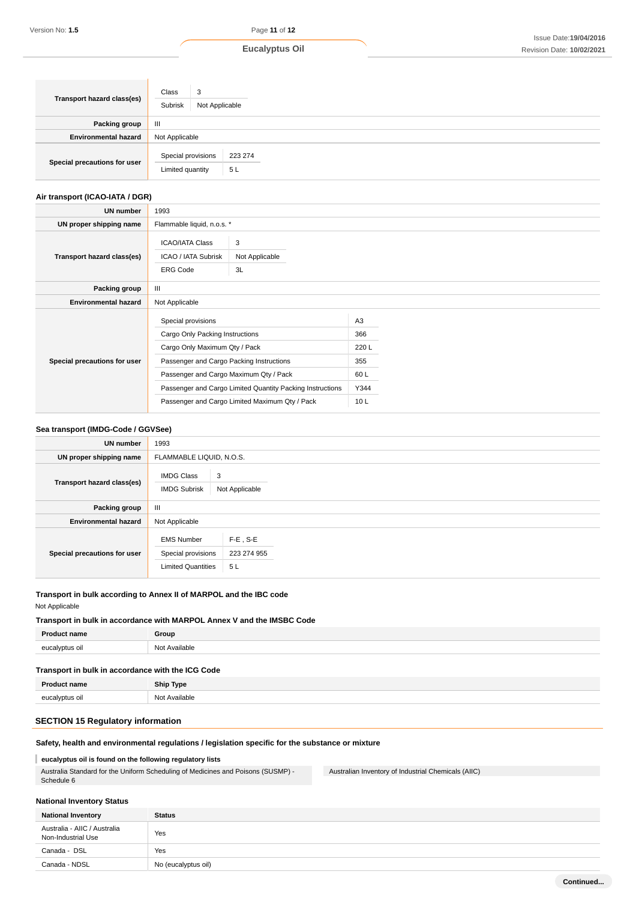| | |
|---|---|
| **Transport hazard class(es)** | Class: 3<br>Subrisk: Not Applicable |
| **Packing group** | III |
| **Environmental hazard** | Not Applicable |
| **Special precautions for user** | Special provisions: 223 274<br>Limited quantity: 5 L |

### Air transport (ICAO-IATA / DGR)

| | |
|---|---|
| **UN number** | 1993 |
| **UN proper shipping name** | Flammable liquid, n.o.s. * |
| **Transport hazard class(es)** | ICAO/IATA Class: 3<br>ICAO / IATA Subrisk: Not Applicable<br>ERG Code: 3L |
| **Packing group** | III |
| **Environmental hazard** | Not Applicable |
| **Special precautions for user** | Special provisions: A3<br>Cargo Only Packing Instructions: 366<br>Cargo Only Maximum Qty / Pack: 220 L<br>Passenger and Cargo Packing Instructions: 355<br>Passenger and Cargo Maximum Qty / Pack: 60 L<br>Passenger and Cargo Limited Quantity Packing Instructions: Y344<br>Passenger and Cargo Limited Maximum Qty / Pack: 10 L |

### Sea transport (IMDG-Code / GGVSee)

| | |
|---|---|
| **UN number** | 1993 |
| **UN proper shipping name** | FLAMMABLE LIQUID, N.O.S. |
| **Transport hazard class(es)** | IMDG Class: 3<br>IMDG Subrisk: Not Applicable |
| **Packing group** | III |
| **Environmental hazard** | Not Applicable |
| **Special precautions for user** | EMS Number: F-E , S-E<br>Special provisions: 223 274 955<br>Limited Quantities: 5 L |

### Transport in bulk according to Annex II of MARPOL and the IBC code

Not Applicable

### Transport in bulk in accordance with MARPOL Annex V and the IMSBC Code

| Product name | Group |
|---|---|
| eucalyptus oil | Not Available |

### Transport in bulk in accordance with the ICG Code

| Product name | Ship Type |
|---|---|
| eucalyptus oil | Not Available |

## SECTION 15 Regulatory information

### Safety, health and environmental regulations / legislation specific for the substance or mixture

**eucalyptus oil is found on the following regulatory lists**

| | |
|---|---|
| Australia Standard for the Uniform Scheduling of Medicines and Poisons (SUSMP) - Schedule 6 | Australian Inventory of Industrial Chemicals (AIIC) |

### National Inventory Status

| National Inventory | Status |
|---|---|
| Australia - AIIC / Australia Non-Industrial Use | Yes |
| Canada - DSL | Yes |
| Canada - NDSL | No (eucalyptus oil) |

Continued...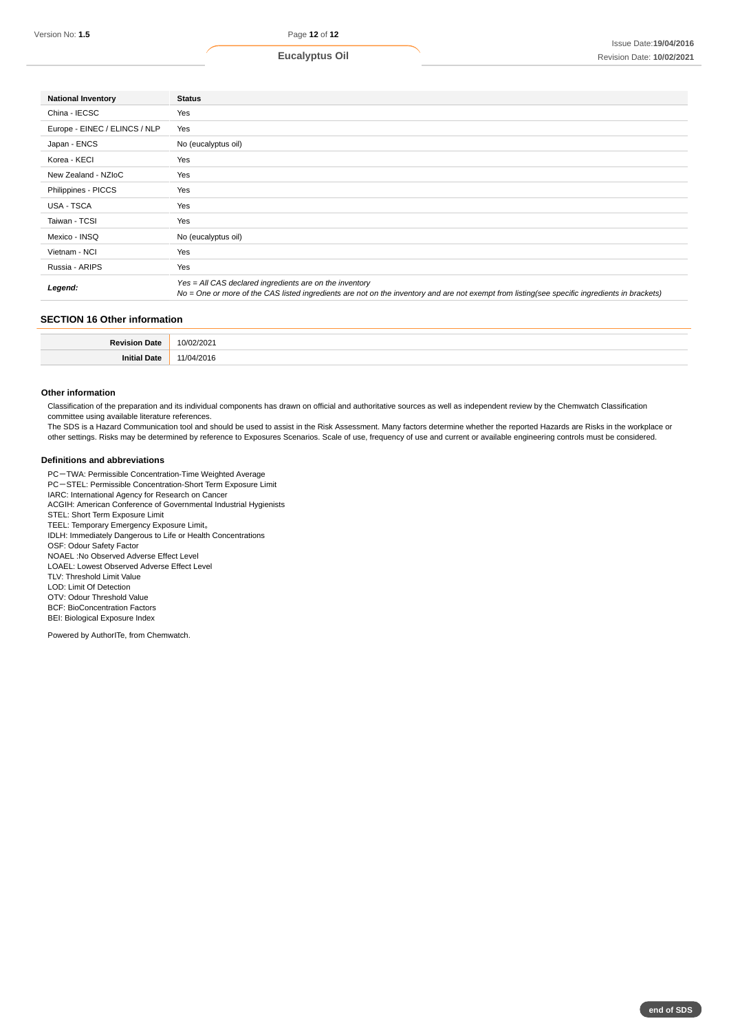| National Inventory | Status |
|---|---|
| China - IECSC | Yes |
| Europe - EINEC / ELINCS / NLP | Yes |
| Japan - ENCS | No (eucalyptus oil) |
| Korea - KECI | Yes |
| New Zealand - NZIoC | Yes |
| Philippines - PICCS | Yes |
| USA - TSCA | Yes |
| Taiwan - TCSI | Yes |
| Mexico - INSQ | No (eucalyptus oil) |
| Vietnam - NCI | Yes |
| Russia - ARIPS | Yes |
| ***Legend:*** | *Yes = All CAS declared ingredients are on the inventory*<br>*No = One or more of the CAS listed ingredients are not on the inventory and are not exempt from listing(see specific ingredients in brackets)* |

## SECTION 16 Other information

| | |
|---|---|
| **Revision Date** | 10/02/2021 |
| **Initial Date** | 11/04/2016 |

### Other information

Classification of the preparation and its individual components has drawn on official and authoritative sources as well as independent review by the Chemwatch Classification committee using available literature references.

The SDS is a Hazard Communication tool and should be used to assist in the Risk Assessment. Many factors determine whether the reported Hazards are Risks in the workplace or other settings. Risks may be determined by reference to Exposures Scenarios. Scale of use, frequency of use and current or available engineering controls must be considered.

### Definitions and abbreviations

PC－TWA: Permissible Concentration-Time Weighted Average
PC－STEL: Permissible Concentration-Short Term Exposure Limit
IARC: International Agency for Research on Cancer
ACGIH: American Conference of Governmental Industrial Hygienists
STEL: Short Term Exposure Limit
TEEL: Temporary Emergency Exposure Limit。
IDLH: Immediately Dangerous to Life or Health Concentrations
OSF: Odour Safety Factor
NOAEL :No Observed Adverse Effect Level
LOAEL: Lowest Observed Adverse Effect Level
TLV: Threshold Limit Value
LOD: Limit Of Detection
OTV: Odour Threshold Value
BCF: BioConcentration Factors
BEI: Biological Exposure Index

Powered by AuthorITe, from Chemwatch.

end of SDS